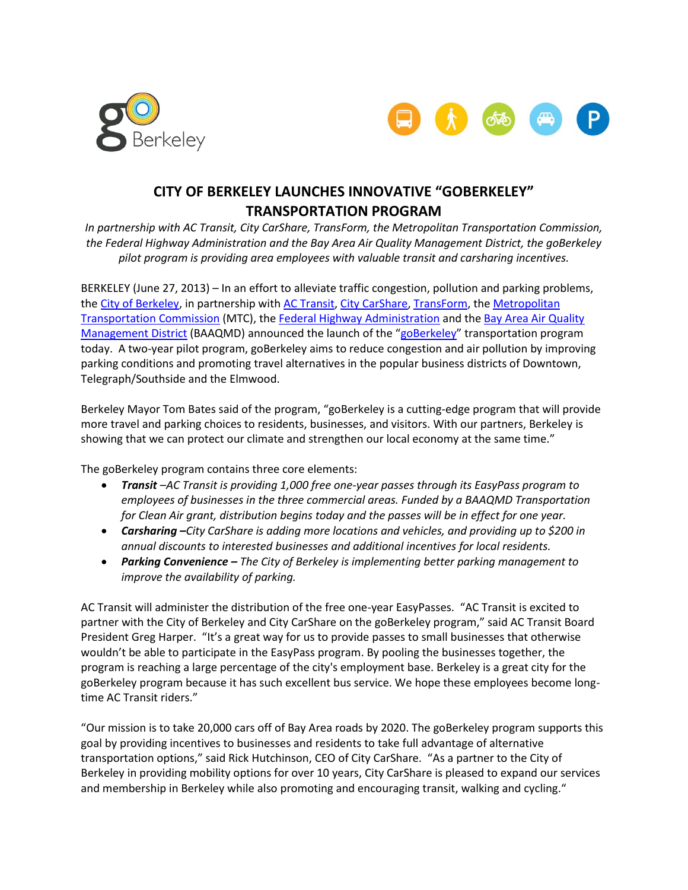# CITY OF BERKELEY LAUNCHES INNOVATIVE "GOBERKELEY" TRANSPORTATION PROGRAM

*In partnership with AC Transit, City CarShare, TransForm, the Metropolitan Transportation Commission, the Federal Highway Administration and the Bay Area Air Quality Management District, the goBerkeley pilot program is providing area employees with valuable transit and carsharing incentives.*

BERKELEY (June 27, 2013) – In an effort to alleviate traffic congestion, pollution and parking problems, the City of Berkeley, in partnership with AC Transit, City CarShare, TransForm, the Metropolitan Transportation Commission (MTC), the Federal Highway Administration and the Bay Area Air Quality Management District (BAAQMD) announced the launch of the "goBerkeley" transportation program today. A two-year pilot program, goBerkeley aims to reduce congestion and air pollution by improving parking conditions and promoting travel alternatives in the popular business districts of Downtown, Telegraph/Southside and the Elmwood.

Berkeley Mayor Tom Bates said of the program, "goBerkeley is a cutting-edge program that will provide more travel and parking choices to residents, businesses, and visitors. With our partners, Berkeley is showing that we can protect our climate and strengthen our local economy at the same time."

The goBerkeley program contains three core elements:

- ***Transit*** *–AC Transit is providing 1,000 free one-year passes through its EasyPass program to employees of businesses in the three commercial areas. Funded by a BAAQMD Transportation for Clean Air grant, distribution begins today and the passes will be in effect for one year.*
- ***Carsharing –****City CarShare is adding more locations and vehicles, and providing up to $200 in annual discounts to interested businesses and additional incentives for local residents.*
- ***Parking Convenience –*** *The City of Berkeley is implementing better parking management to improve the availability of parking.*

AC Transit will administer the distribution of the free one-year EasyPasses. "AC Transit is excited to partner with the City of Berkeley and City CarShare on the goBerkeley program," said AC Transit Board President Greg Harper. "It's a great way for us to provide passes to small businesses that otherwise wouldn't be able to participate in the EasyPass program. By pooling the businesses together, the program is reaching a large percentage of the city's employment base. Berkeley is a great city for the goBerkeley program because it has such excellent bus service. We hope these employees become long-time AC Transit riders."

"Our mission is to take 20,000 cars off of Bay Area roads by 2020. The goBerkeley program supports this goal by providing incentives to businesses and residents to take full advantage of alternative transportation options," said Rick Hutchinson, CEO of City CarShare. "As a partner to the City of Berkeley in providing mobility options for over 10 years, City CarShare is pleased to expand our services and membership in Berkeley while also promoting and encouraging transit, walking and cycling."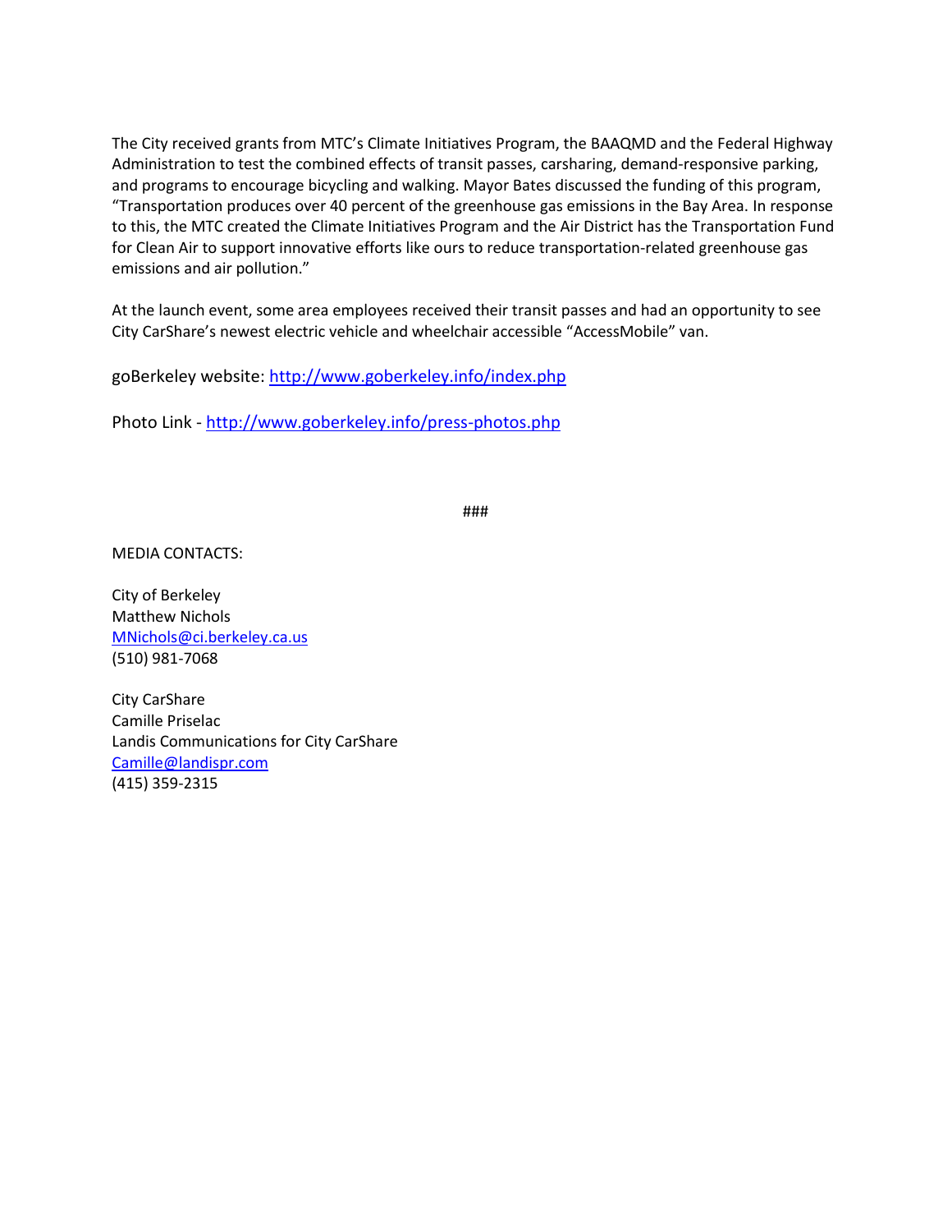The City received grants from MTC's Climate Initiatives Program, the BAAQMD and the Federal Highway Administration to test the combined effects of transit passes, carsharing, demand-responsive parking, and programs to encourage bicycling and walking. Mayor Bates discussed the funding of this program, "Transportation produces over 40 percent of the greenhouse gas emissions in the Bay Area. In response to this, the MTC created the Climate Initiatives Program and the Air District has the Transportation Fund for Clean Air to support innovative efforts like ours to reduce transportation-related greenhouse gas emissions and air pollution."

At the launch event, some area employees received their transit passes and had an opportunity to see City CarShare's newest electric vehicle and wheelchair accessible "AccessMobile" van.

goBerkeley website: http://www.goberkeley.info/index.php

Photo Link - http://www.goberkeley.info/press-photos.php

###

MEDIA CONTACTS:

City of Berkeley
Matthew Nichols
MNichols@ci.berkeley.ca.us
(510) 981-7068

City CarShare
Camille Priselac
Landis Communications for City CarShare
Camille@landispr.com
(415) 359-2315